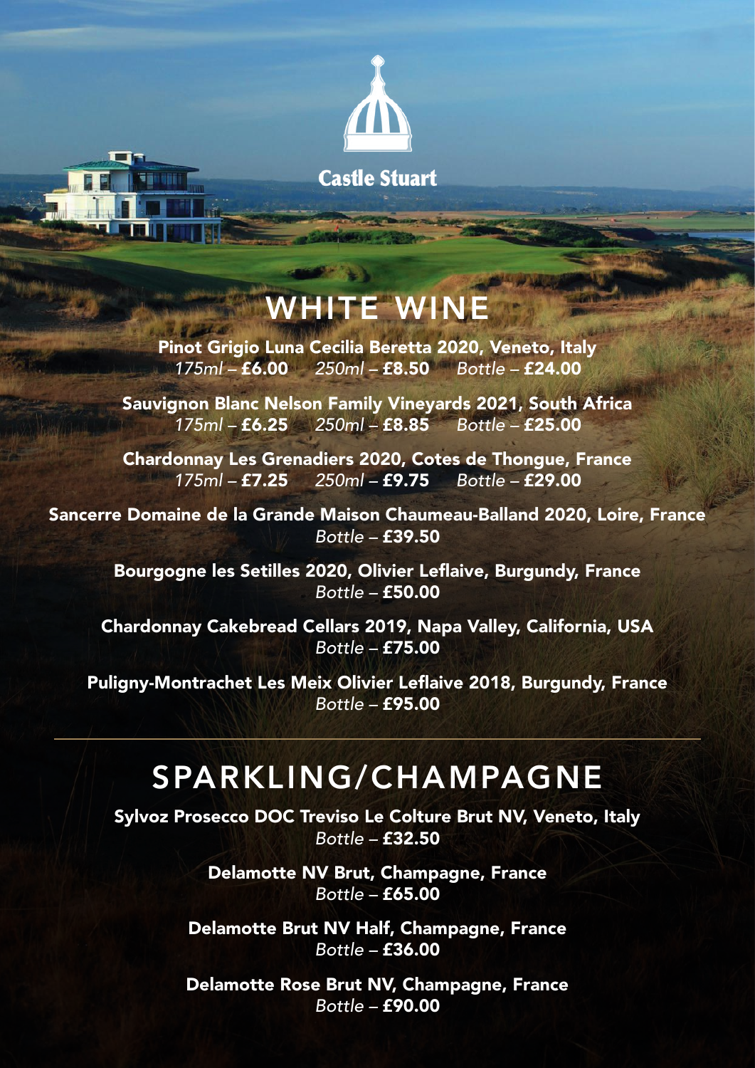Castle Stuart

# WHITE WINE

**Pinot Grigio Luna Cecilia Beretta 2020, Veneto, Italy**
*175ml* – **£6.00** *250ml* – **£8.50** *Bottle* – **£24.00**

**Sauvignon Blanc Nelson Family Vineyards 2021, South Africa**
*175ml* – **£6.25** *250ml* – **£8.85** *Bottle* – **£25.00**

**Chardonnay Les Grenadiers 2020, Cotes de Thongue, France**
*175ml* – **£7.25** *250ml* – **£9.75** *Bottle* – **£29.00**

**Sancerre Domaine de la Grande Maison Chaumeau-Balland 2020, Loire, France**
*Bottle* – **£39.50**

**Bourgogne les Setilles 2020, Olivier Leflaive, Burgundy, France**
*Bottle* – **£50.00**

**Chardonnay Cakebread Cellars 2019, Napa Valley, California, USA**
*Bottle* – **£75.00**

**Puligny-Montrachet Les Meix Olivier Leflaive 2018, Burgundy, France**
*Bottle* – **£95.00**

---

# SPARKLING/CHAMPAGNE

**Sylvoz Prosecco DOC Treviso Le Colture Brut NV, Veneto, Italy**
*Bottle* – **£32.50**

**Delamotte NV Brut, Champagne, France**
*Bottle* – **£65.00**

**Delamotte Brut NV Half, Champagne, France**
*Bottle* – **£36.00**

**Delamotte Rose Brut NV, Champagne, France**
*Bottle* – **£90.00**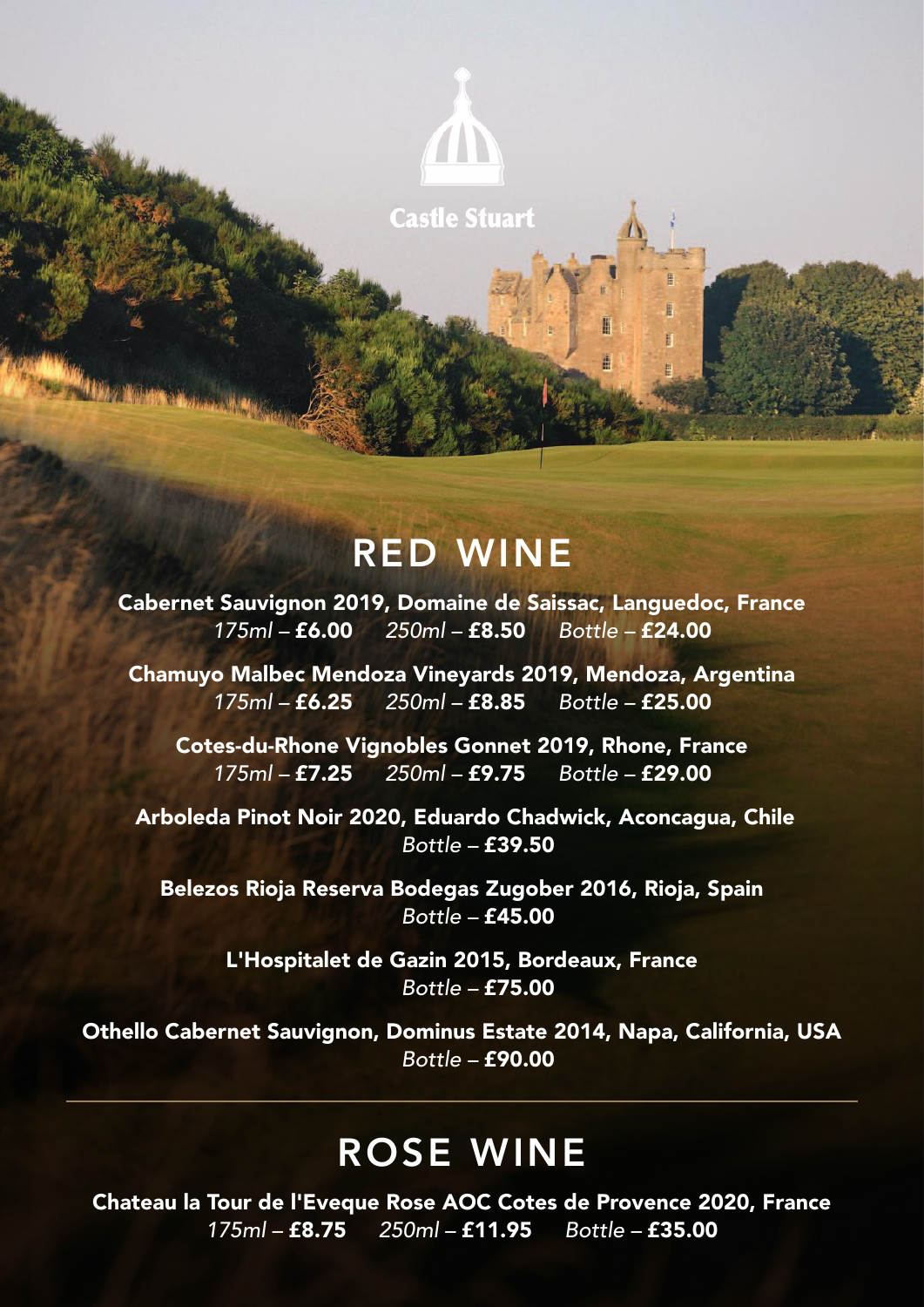Castle Stuart

# RED WINE

**Cabernet Sauvignon 2019, Domaine de Saissac, Languedoc, France**
*175ml* – **£6.00** *250ml* – **£8.50** *Bottle* – **£24.00**

**Chamuyo Malbec Mendoza Vineyards 2019, Mendoza, Argentina**
*175ml* – **£6.25** *250ml* – **£8.85** *Bottle* – **£25.00**

**Cotes-du-Rhone Vignobles Gonnet 2019, Rhone, France**
*175ml* – **£7.25** *250ml* – **£9.75** *Bottle* – **£29.00**

**Arboleda Pinot Noir 2020, Eduardo Chadwick, Aconcagua, Chile**
*Bottle* – **£39.50**

**Belezos Rioja Reserva Bodegas Zugober 2016, Rioja, Spain**
*Bottle* – **£45.00**

**L'Hospitalet de Gazin 2015, Bordeaux, France**
*Bottle* – **£75.00**

**Othello Cabernet Sauvignon, Dominus Estate 2014, Napa, California, USA**
*Bottle* – **£90.00**

---

# ROSE WINE

**Chateau la Tour de l'Eveque Rose AOC Cotes de Provence 2020, France**
*175ml* – **£8.75** *250ml* – **£11.95** *Bottle* – **£35.00**